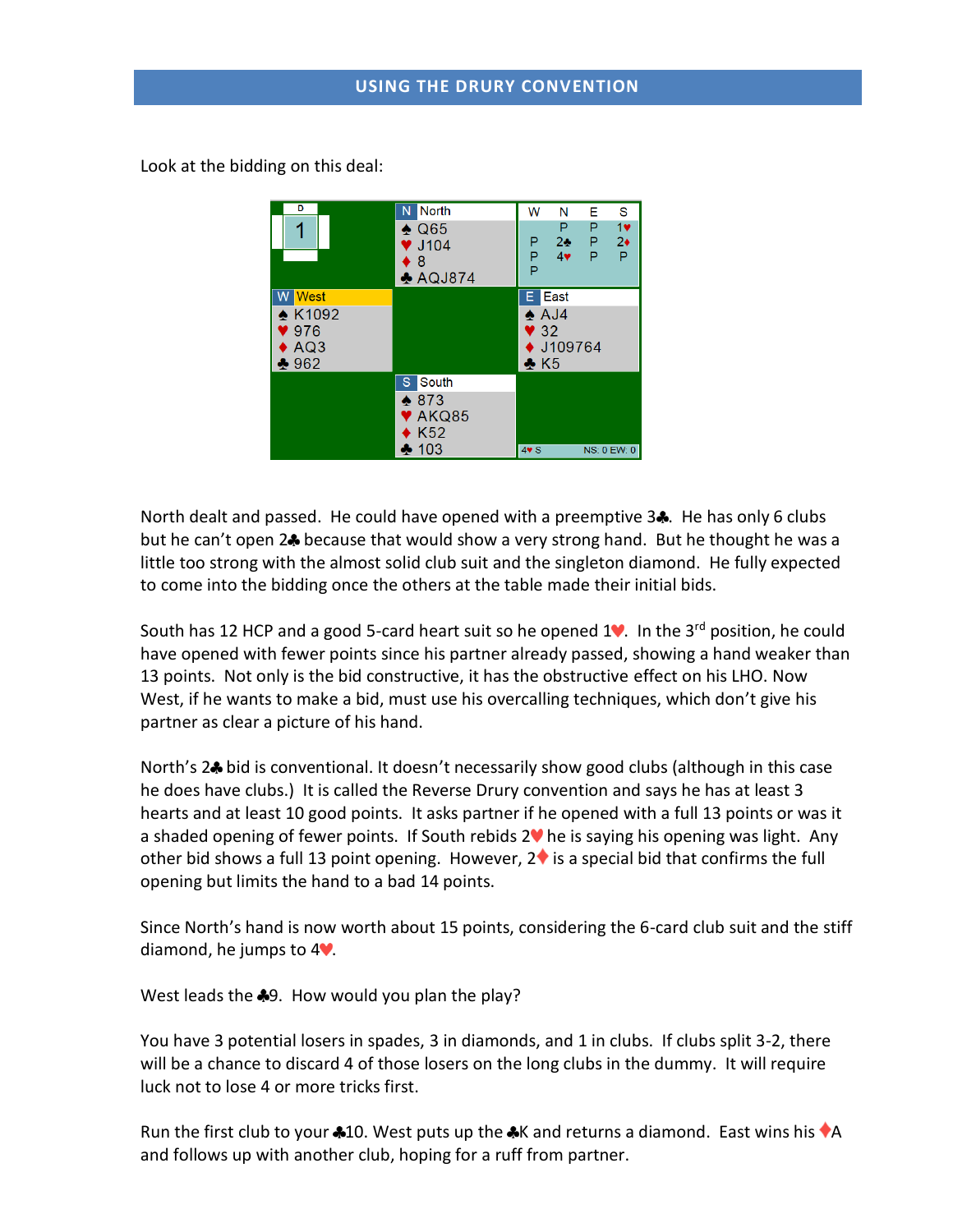# USING THE DRURY CONVENTION

Look at the bidding on this deal:

| Board 1 (D) | North | |
|---|---|---|
| | ♠ Q65<br>♥ J104<br>♦ 8<br>♣ AQJ874 | |
| **West** | | **East** |
| ♠ K1092<br>♥ 976<br>♦ AQ3<br>♣ 962 | | ♠ AJ4<br>♥ 32<br>♦ J109764<br>♣ K5 |
| | **South** | |
| | ♠ 873<br>♥ AKQ85<br>♦ K52<br>♣ 103 | |

| W | N | E | S |
|---|---|---|---|
| | P | P | 1♥ |
| P | 2♣ | P | 2♦ |
| P | 4♥ | P | P |
| P | | | |

4♥ S NS: 0 EW: 0

North dealt and passed. He could have opened with a preemptive 3♣. He has only 6 clubs but he can't open 2♣ because that would show a very strong hand. But he thought he was a little too strong with the almost solid club suit and the singleton diamond. He fully expected to come into the bidding once the others at the table made their initial bids.

South has 12 HCP and a good 5-card heart suit so he opened 1♥. In the 3rd position, he could have opened with fewer points since his partner already passed, showing a hand weaker than 13 points. Not only is the bid constructive, it has the obstructive effect on his LHO. Now West, if he wants to make a bid, must use his overcalling techniques, which don't give his partner as clear a picture of his hand.

North's 2♣ bid is conventional. It doesn't necessarily show good clubs (although in this case he does have clubs.) It is called the Reverse Drury convention and says he has at least 3 hearts and at least 10 good points. It asks partner if he opened with a full 13 points or was it a shaded opening of fewer points. If South rebids 2♥ he is saying his opening was light. Any other bid shows a full 13 point opening. However, 2♦ is a special bid that confirms the full opening but limits the hand to a bad 14 points.

Since North's hand is now worth about 15 points, considering the 6-card club suit and the stiff diamond, he jumps to 4♥.

West leads the ♣9. How would you plan the play?

You have 3 potential losers in spades, 3 in diamonds, and 1 in clubs. If clubs split 3-2, there will be a chance to discard 4 of those losers on the long clubs in the dummy. It will require luck not to lose 4 or more tricks first.

Run the first club to your ♣10. West puts up the ♣K and returns a diamond. East wins his ♦A and follows up with another club, hoping for a ruff from partner.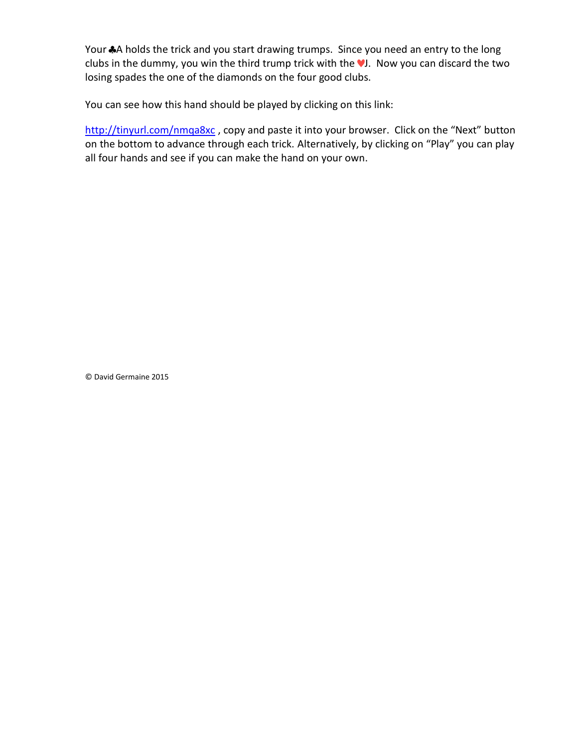Your ♣A holds the trick and you start drawing trumps. Since you need an entry to the long clubs in the dummy, you win the third trump trick with the ♥J. Now you can discard the two losing spades the one of the diamonds on the four good clubs.

You can see how this hand should be played by clicking on this link:

http://tinyurl.com/nmqa8xc , copy and paste it into your browser. Click on the "Next" button on the bottom to advance through each trick. Alternatively, by clicking on "Play" you can play all four hands and see if you can make the hand on your own.

© David Germaine 2015